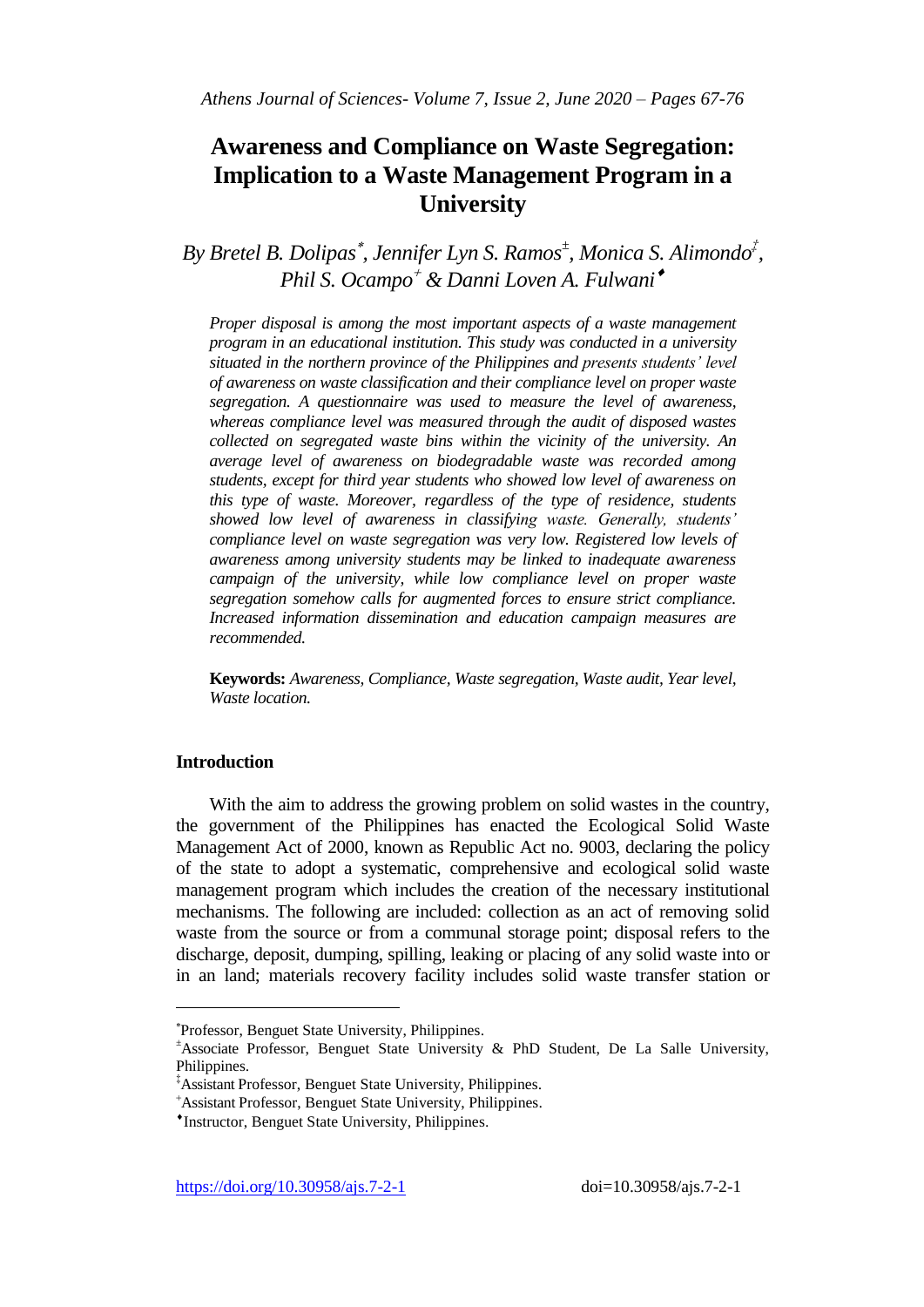# Awareness and Compliance on Waste Segregation: Implication to a Waste Management Program in a University

*By Bretel B. Dolipas[\*], Jennifer Lyn S. Ramos[±], Monica S. Alimondo[‡], Phil S. Ocampo[+] & Danni Loven A. Fulwani[♦]*

*Proper disposal is among the most important aspects of a waste management program in an educational institution. This study was conducted in a university situated in the northern province of the Philippines and presents students' level of awareness on waste classification and their compliance level on proper waste segregation. A questionnaire was used to measure the level of awareness, whereas compliance level was measured through the audit of disposed wastes collected on segregated waste bins within the vicinity of the university. An average level of awareness on biodegradable waste was recorded among students, except for third year students who showed low level of awareness on this type of waste. Moreover, regardless of the type of residence, students showed low level of awareness in classifying waste. Generally, students' compliance level on waste segregation was very low. Registered low levels of awareness among university students may be linked to inadequate awareness campaign of the university, while low compliance level on proper waste segregation somehow calls for augmented forces to ensure strict compliance. Increased information dissemination and education campaign measures are recommended.*

**Keywords:** *Awareness, Compliance, Waste segregation, Waste audit, Year level, Waste location.*

## Introduction

With the aim to address the growing problem on solid wastes in the country, the government of the Philippines has enacted the Ecological Solid Waste Management Act of 2000, known as Republic Act no. 9003, declaring the policy of the state to adopt a systematic, comprehensive and ecological solid waste management program which includes the creation of the necessary institutional mechanisms. The following are included: collection as an act of removing solid waste from the source or from a communal storage point; disposal refers to the discharge, deposit, dumping, spilling, leaking or placing of any solid waste into or in an land; materials recovery facility includes solid waste transfer station or

---

[\*]Professor, Benguet State University, Philippines.

[±]Associate Professor, Benguet State University & PhD Student, De La Salle University, Philippines.

[‡]Assistant Professor, Benguet State University, Philippines.

[+]Assistant Professor, Benguet State University, Philippines.

[♦]Instructor, Benguet State University, Philippines.

https://doi.org/10.30958/ajs.7-2-1 doi=10.30958/ajs.7-2-1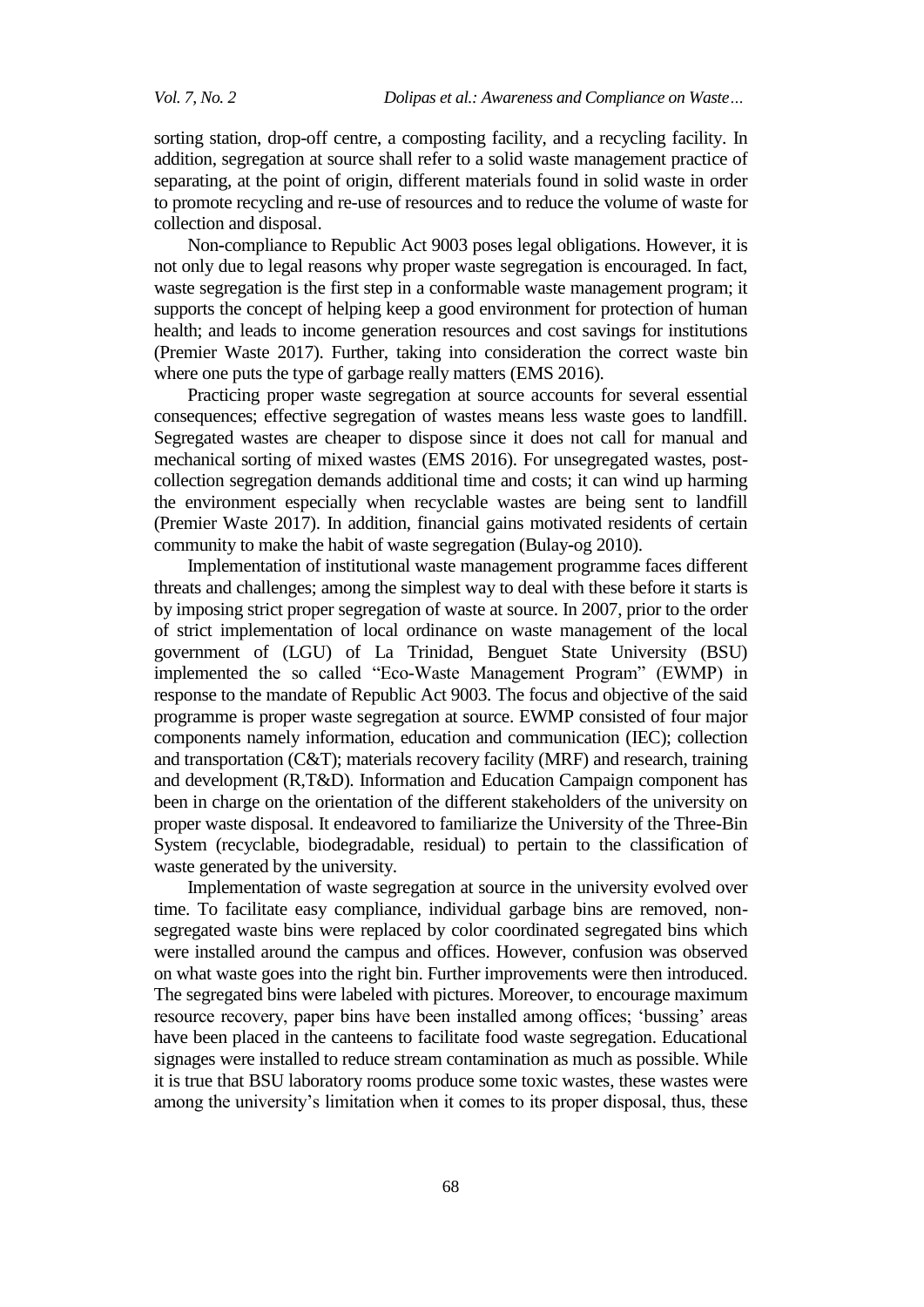sorting station, drop-off centre, a composting facility, and a recycling facility. In addition, segregation at source shall refer to a solid waste management practice of separating, at the point of origin, different materials found in solid waste in order to promote recycling and re-use of resources and to reduce the volume of waste for collection and disposal.

Non-compliance to Republic Act 9003 poses legal obligations. However, it is not only due to legal reasons why proper waste segregation is encouraged. In fact, waste segregation is the first step in a conformable waste management program; it supports the concept of helping keep a good environment for protection of human health; and leads to income generation resources and cost savings for institutions (Premier Waste 2017). Further, taking into consideration the correct waste bin where one puts the type of garbage really matters (EMS 2016).

Practicing proper waste segregation at source accounts for several essential consequences; effective segregation of wastes means less waste goes to landfill. Segregated wastes are cheaper to dispose since it does not call for manual and mechanical sorting of mixed wastes (EMS 2016). For unsegregated wastes, post-collection segregation demands additional time and costs; it can wind up harming the environment especially when recyclable wastes are being sent to landfill (Premier Waste 2017). In addition, financial gains motivated residents of certain community to make the habit of waste segregation (Bulay-og 2010).

Implementation of institutional waste management programme faces different threats and challenges; among the simplest way to deal with these before it starts is by imposing strict proper segregation of waste at source. In 2007, prior to the order of strict implementation of local ordinance on waste management of the local government of (LGU) of La Trinidad, Benguet State University (BSU) implemented the so called "Eco-Waste Management Program" (EWMP) in response to the mandate of Republic Act 9003. The focus and objective of the said programme is proper waste segregation at source. EWMP consisted of four major components namely information, education and communication (IEC); collection and transportation (C&T); materials recovery facility (MRF) and research, training and development (R,T&D). Information and Education Campaign component has been in charge on the orientation of the different stakeholders of the university on proper waste disposal. It endeavored to familiarize the University of the Three-Bin System (recyclable, biodegradable, residual) to pertain to the classification of waste generated by the university.

Implementation of waste segregation at source in the university evolved over time. To facilitate easy compliance, individual garbage bins are removed, non-segregated waste bins were replaced by color coordinated segregated bins which were installed around the campus and offices. However, confusion was observed on what waste goes into the right bin. Further improvements were then introduced. The segregated bins were labeled with pictures. Moreover, to encourage maximum resource recovery, paper bins have been installed among offices; 'bussing' areas have been placed in the canteens to facilitate food waste segregation. Educational signages were installed to reduce stream contamination as much as possible. While it is true that BSU laboratory rooms produce some toxic wastes, these wastes were among the university's limitation when it comes to its proper disposal, thus, these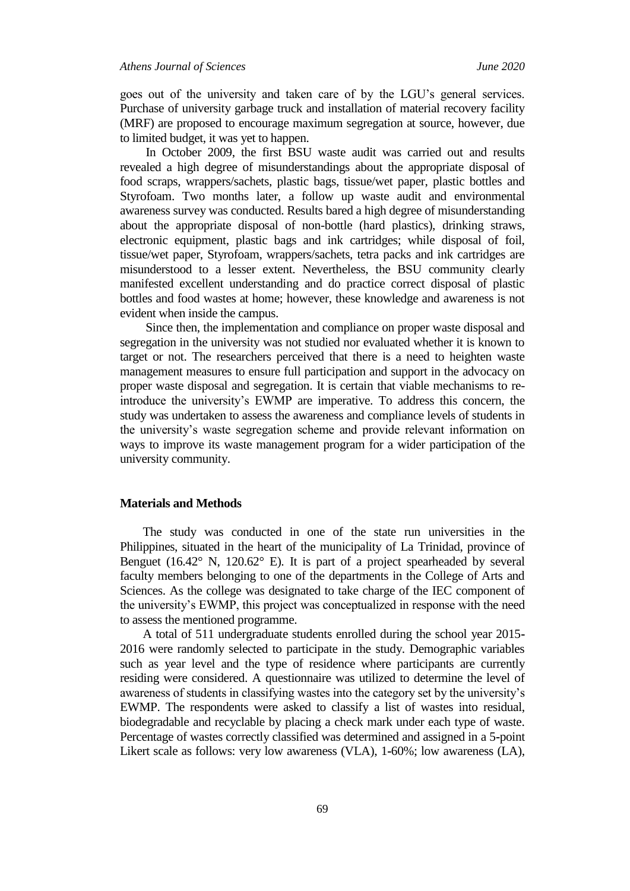goes out of the university and taken care of by the LGU's general services. Purchase of university garbage truck and installation of material recovery facility (MRF) are proposed to encourage maximum segregation at source, however, due to limited budget, it was yet to happen.

In October 2009, the first BSU waste audit was carried out and results revealed a high degree of misunderstandings about the appropriate disposal of food scraps, wrappers/sachets, plastic bags, tissue/wet paper, plastic bottles and Styrofoam. Two months later, a follow up waste audit and environmental awareness survey was conducted. Results bared a high degree of misunderstanding about the appropriate disposal of non-bottle (hard plastics), drinking straws, electronic equipment, plastic bags and ink cartridges; while disposal of foil, tissue/wet paper, Styrofoam, wrappers/sachets, tetra packs and ink cartridges are misunderstood to a lesser extent. Nevertheless, the BSU community clearly manifested excellent understanding and do practice correct disposal of plastic bottles and food wastes at home; however, these knowledge and awareness is not evident when inside the campus.

Since then, the implementation and compliance on proper waste disposal and segregation in the university was not studied nor evaluated whether it is known to target or not. The researchers perceived that there is a need to heighten waste management measures to ensure full participation and support in the advocacy on proper waste disposal and segregation. It is certain that viable mechanisms to re-introduce the university's EWMP are imperative. To address this concern, the study was undertaken to assess the awareness and compliance levels of students in the university's waste segregation scheme and provide relevant information on ways to improve its waste management program for a wider participation of the university community.

## Materials and Methods

The study was conducted in one of the state run universities in the Philippines, situated in the heart of the municipality of La Trinidad, province of Benguet (16.42° N, 120.62° E). It is part of a project spearheaded by several faculty members belonging to one of the departments in the College of Arts and Sciences. As the college was designated to take charge of the IEC component of the university's EWMP, this project was conceptualized in response with the need to assess the mentioned programme.

A total of 511 undergraduate students enrolled during the school year 2015-2016 were randomly selected to participate in the study. Demographic variables such as year level and the type of residence where participants are currently residing were considered. A questionnaire was utilized to determine the level of awareness of students in classifying wastes into the category set by the university's EWMP. The respondents were asked to classify a list of wastes into residual, biodegradable and recyclable by placing a check mark under each type of waste. Percentage of wastes correctly classified was determined and assigned in a 5-point Likert scale as follows: very low awareness (VLA), 1-60%; low awareness (LA),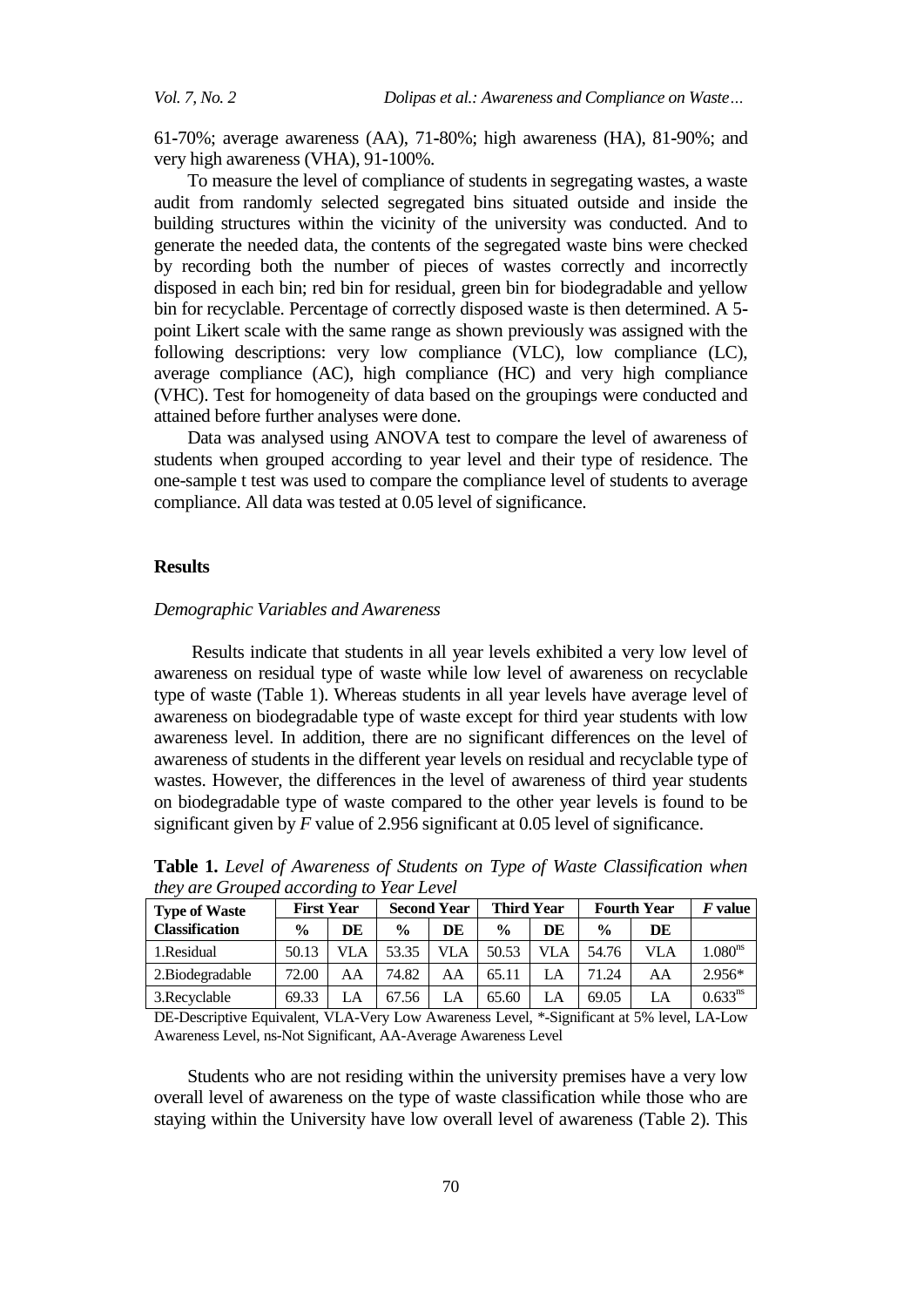61-70%; average awareness (AA), 71-80%; high awareness (HA), 81-90%; and very high awareness (VHA), 91-100%.

To measure the level of compliance of students in segregating wastes, a waste audit from randomly selected segregated bins situated outside and inside the building structures within the vicinity of the university was conducted. And to generate the needed data, the contents of the segregated waste bins were checked by recording both the number of pieces of wastes correctly and incorrectly disposed in each bin; red bin for residual, green bin for biodegradable and yellow bin for recyclable. Percentage of correctly disposed waste is then determined. A 5-point Likert scale with the same range as shown previously was assigned with the following descriptions: very low compliance (VLC), low compliance (LC), average compliance (AC), high compliance (HC) and very high compliance (VHC). Test for homogeneity of data based on the groupings were conducted and attained before further analyses were done.

Data was analysed using ANOVA test to compare the level of awareness of students when grouped according to year level and their type of residence. The one-sample t test was used to compare the compliance level of students to average compliance. All data was tested at 0.05 level of significance.

## Results

### *Demographic Variables and Awareness*

Results indicate that students in all year levels exhibited a very low level of awareness on residual type of waste while low level of awareness on recyclable type of waste (Table 1). Whereas students in all year levels have average level of awareness on biodegradable type of waste except for third year students with low awareness level. In addition, there are no significant differences on the level of awareness of students in the different year levels on residual and recyclable type of wastes. However, the differences in the level of awareness of third year students on biodegradable type of waste compared to the other year levels is found to be significant given by *F* value of 2.956 significant at 0.05 level of significance.

**Table 1.** *Level of Awareness of Students on Type of Waste Classification when they are Grouped according to Year Level*

| Type of Waste Classification | First Year | | Second Year | | Third Year | | Fourth Year | | *F* value |
|---|---|---|---|---|---|---|---|---|---|
| | % | DE | % | DE | % | DE | % | DE | |
| 1.Residual | 50.13 | VLA | 53.35 | VLA | 50.53 | VLA | 54.76 | VLA | $1.080^{ns}$ |
| 2.Biodegradable | 72.00 | AA | 74.82 | AA | 65.11 | LA | 71.24 | AA | 2.956* |
| 3.Recyclable | 69.33 | LA | 67.56 | LA | 65.60 | LA | 69.05 | LA | $0.633^{ns}$ |

DE-Descriptive Equivalent, VLA-Very Low Awareness Level, *-Significant at 5% level, LA-Low Awareness Level, ns-Not Significant, AA-Average Awareness Level

Students who are not residing within the university premises have a very low overall level of awareness on the type of waste classification while those who are staying within the University have low overall level of awareness (Table 2). This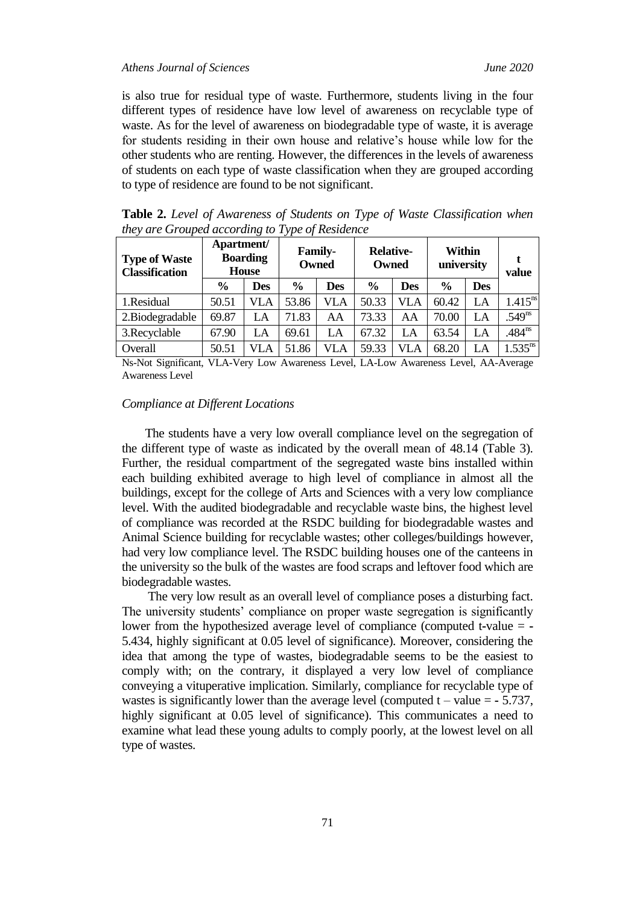is also true for residual type of waste. Furthermore, students living in the four different types of residence have low level of awareness on recyclable type of waste. As for the level of awareness on biodegradable type of waste, it is average for students residing in their own house and relative's house while low for the other students who are renting. However, the differences in the levels of awareness of students on each type of waste classification when they are grouped according to type of residence are found to be not significant.

**Table 2.** *Level of Awareness of Students on Type of Waste Classification when they are Grouped according to Type of Residence*

| Type of Waste Classification | Apartment/ Boarding House | | Family-Owned | | Relative-Owned | | Within university | | t value |
|---|---|---|---|---|---|---|---|---|---|
| | % | Des | % | Des | % | Des | % | Des | |
| 1.Residual | 50.51 | VLA | 53.86 | VLA | 50.33 | VLA | 60.42 | LA | 1.415^ns^ |
| 2.Biodegradable | 69.87 | LA | 71.83 | AA | 73.33 | AA | 70.00 | LA | .549^ns^ |
| 3.Recyclable | 67.90 | LA | 69.61 | LA | 67.32 | LA | 63.54 | LA | .484^ns^ |
| Overall | 50.51 | VLA | 51.86 | VLA | 59.33 | VLA | 68.20 | LA | 1.535^ns^ |

Ns-Not Significant, VLA-Very Low Awareness Level, LA-Low Awareness Level, AA-Average Awareness Level

### *Compliance at Different Locations*

The students have a very low overall compliance level on the segregation of the different type of waste as indicated by the overall mean of 48.14 (Table 3). Further, the residual compartment of the segregated waste bins installed within each building exhibited average to high level of compliance in almost all the buildings, except for the college of Arts and Sciences with a very low compliance level. With the audited biodegradable and recyclable waste bins, the highest level of compliance was recorded at the RSDC building for biodegradable wastes and Animal Science building for recyclable wastes; other colleges/buildings however, had very low compliance level. The RSDC building houses one of the canteens in the university so the bulk of the wastes are food scraps and leftover food which are biodegradable wastes.

The very low result as an overall level of compliance poses a disturbing fact. The university students' compliance on proper waste segregation is significantly lower from the hypothesized average level of compliance (computed t-value = -5.434, highly significant at 0.05 level of significance). Moreover, considering the idea that among the type of wastes, biodegradable seems to be the easiest to comply with; on the contrary, it displayed a very low level of compliance conveying a vituperative implication. Similarly, compliance for recyclable type of wastes is significantly lower than the average level (computed t – value = - 5.737, highly significant at 0.05 level of significance). This communicates a need to examine what lead these young adults to comply poorly, at the lowest level on all type of wastes.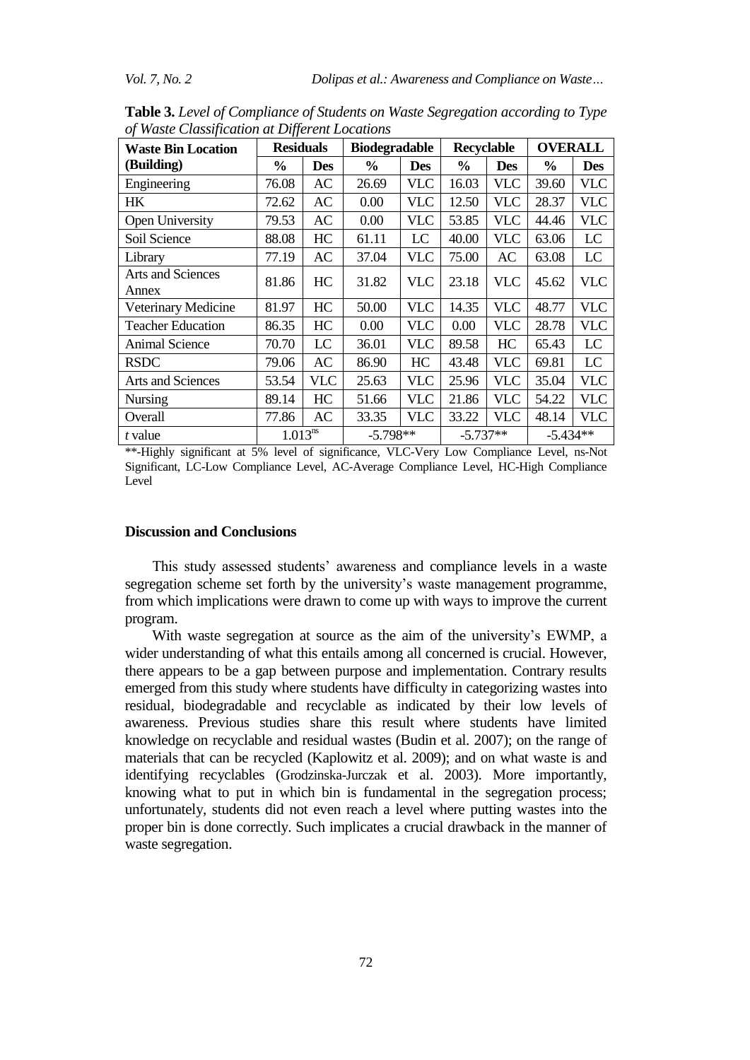**Table 3.** *Level of Compliance of Students on Waste Segregation according to Type of Waste Classification at Different Locations*

| Waste Bin Location (Building) | Residuals | | Biodegradable | | Recyclable | | OVERALL | |
|---|---|---|---|---|---|---|---|---|
| | % | Des | % | Des | % | Des | % | Des |
| Engineering | 76.08 | AC | 26.69 | VLC | 16.03 | VLC | 39.60 | VLC |
| HK | 72.62 | AC | 0.00 | VLC | 12.50 | VLC | 28.37 | VLC |
| Open University | 79.53 | AC | 0.00 | VLC | 53.85 | VLC | 44.46 | VLC |
| Soil Science | 88.08 | HC | 61.11 | LC | 40.00 | VLC | 63.06 | LC |
| Library | 77.19 | AC | 37.04 | VLC | 75.00 | AC | 63.08 | LC |
| Arts and Sciences Annex | 81.86 | HC | 31.82 | VLC | 23.18 | VLC | 45.62 | VLC |
| Veterinary Medicine | 81.97 | HC | 50.00 | VLC | 14.35 | VLC | 48.77 | VLC |
| Teacher Education | 86.35 | HC | 0.00 | VLC | 0.00 | VLC | 28.78 | VLC |
| Animal Science | 70.70 | LC | 36.01 | VLC | 89.58 | HC | 65.43 | LC |
| RSDC | 79.06 | AC | 86.90 | HC | 43.48 | VLC | 69.81 | LC |
| Arts and Sciences | 53.54 | VLC | 25.63 | VLC | 25.96 | VLC | 35.04 | VLC |
| Nursing | 89.14 | HC | 51.66 | VLC | 21.86 | VLC | 54.22 | VLC |
| Overall | 77.86 | AC | 33.35 | VLC | 33.22 | VLC | 48.14 | VLC |
| *t* value | $1.013^{ns}$ | | -5.798** | | -5.737** | | -5.434** | |

**-Highly significant at 5% level of significance, VLC-Very Low Compliance Level, ns-Not Significant, LC-Low Compliance Level, AC-Average Compliance Level, HC-High Compliance Level

## Discussion and Conclusions

This study assessed students' awareness and compliance levels in a waste segregation scheme set forth by the university's waste management programme, from which implications were drawn to come up with ways to improve the current program.

With waste segregation at source as the aim of the university's EWMP, a wider understanding of what this entails among all concerned is crucial. However, there appears to be a gap between purpose and implementation. Contrary results emerged from this study where students have difficulty in categorizing wastes into residual, biodegradable and recyclable as indicated by their low levels of awareness. Previous studies share this result where students have limited knowledge on recyclable and residual wastes (Budin et al. 2007); on the range of materials that can be recycled (Kaplowitz et al. 2009); and on what waste is and identifying recyclables (Grodzinska-Jurczak et al. 2003). More importantly, knowing what to put in which bin is fundamental in the segregation process; unfortunately, students did not even reach a level where putting wastes into the proper bin is done correctly. Such implicates a crucial drawback in the manner of waste segregation.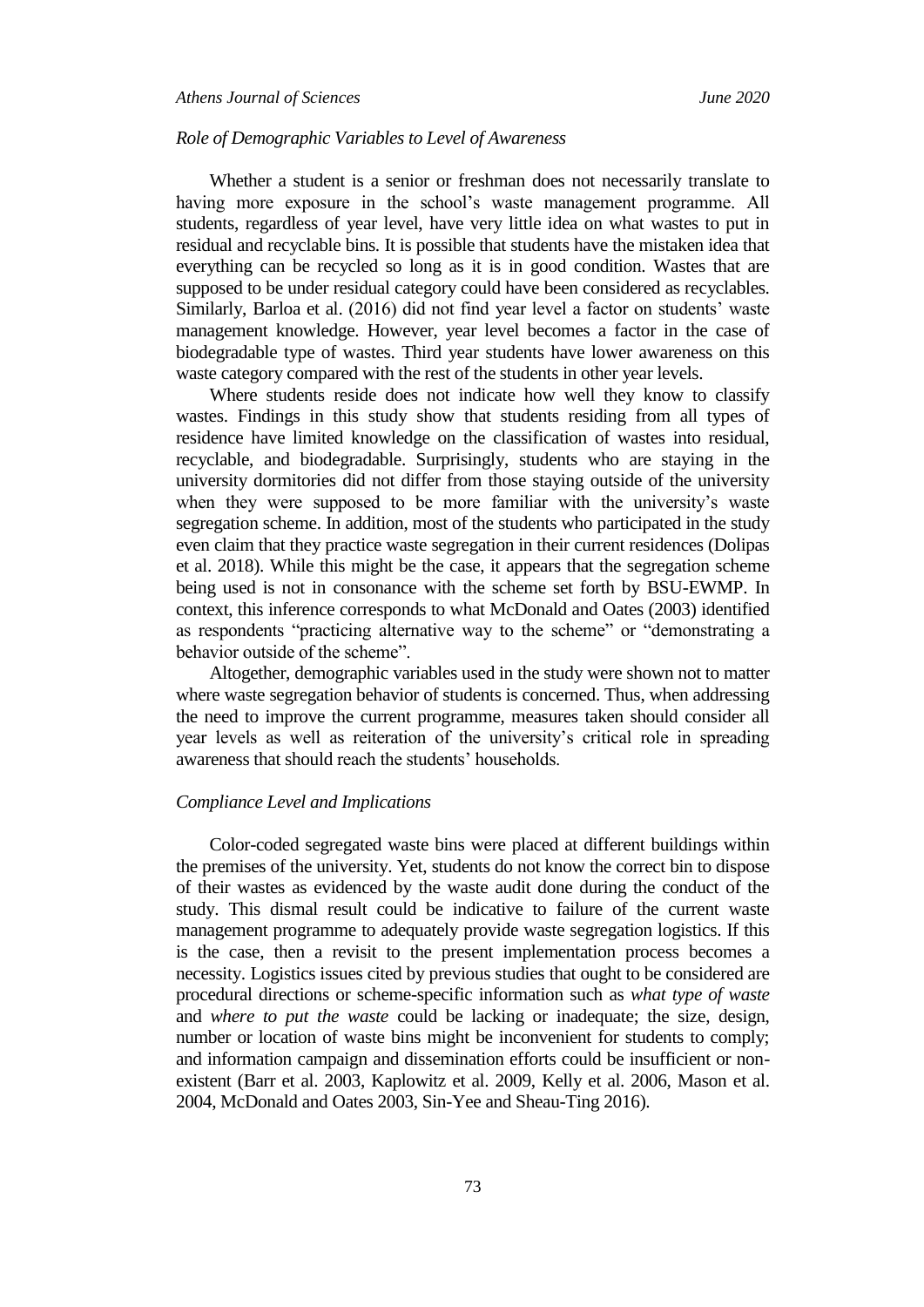*Role of Demographic Variables to Level of Awareness*

Whether a student is a senior or freshman does not necessarily translate to having more exposure in the school's waste management programme. All students, regardless of year level, have very little idea on what wastes to put in residual and recyclable bins. It is possible that students have the mistaken idea that everything can be recycled so long as it is in good condition. Wastes that are supposed to be under residual category could have been considered as recyclables. Similarly, Barloa et al. (2016) did not find year level a factor on students' waste management knowledge. However, year level becomes a factor in the case of biodegradable type of wastes. Third year students have lower awareness on this waste category compared with the rest of the students in other year levels.

Where students reside does not indicate how well they know to classify wastes. Findings in this study show that students residing from all types of residence have limited knowledge on the classification of wastes into residual, recyclable, and biodegradable. Surprisingly, students who are staying in the university dormitories did not differ from those staying outside of the university when they were supposed to be more familiar with the university's waste segregation scheme. In addition, most of the students who participated in the study even claim that they practice waste segregation in their current residences (Dolipas et al. 2018). While this might be the case, it appears that the segregation scheme being used is not in consonance with the scheme set forth by BSU-EWMP. In context, this inference corresponds to what McDonald and Oates (2003) identified as respondents "practicing alternative way to the scheme" or "demonstrating a behavior outside of the scheme".

Altogether, demographic variables used in the study were shown not to matter where waste segregation behavior of students is concerned. Thus, when addressing the need to improve the current programme, measures taken should consider all year levels as well as reiteration of the university's critical role in spreading awareness that should reach the students' households.

*Compliance Level and Implications*

Color-coded segregated waste bins were placed at different buildings within the premises of the university. Yet, students do not know the correct bin to dispose of their wastes as evidenced by the waste audit done during the conduct of the study. This dismal result could be indicative to failure of the current waste management programme to adequately provide waste segregation logistics. If this is the case, then a revisit to the present implementation process becomes a necessity. Logistics issues cited by previous studies that ought to be considered are procedural directions or scheme-specific information such as *what type of waste* and *where to put the waste* could be lacking or inadequate; the size, design, number or location of waste bins might be inconvenient for students to comply; and information campaign and dissemination efforts could be insufficient or non-existent (Barr et al. 2003, Kaplowitz et al. 2009, Kelly et al. 2006, Mason et al. 2004, McDonald and Oates 2003, Sin-Yee and Sheau-Ting 2016).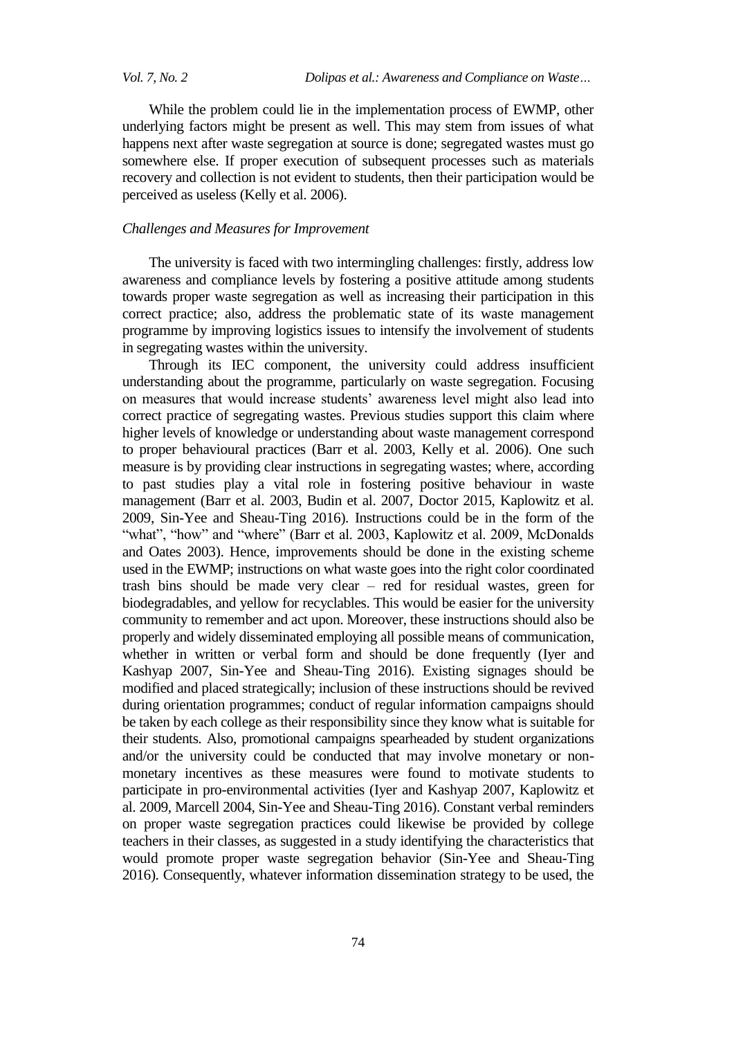While the problem could lie in the implementation process of EWMP, other underlying factors might be present as well. This may stem from issues of what happens next after waste segregation at source is done; segregated wastes must go somewhere else. If proper execution of subsequent processes such as materials recovery and collection is not evident to students, then their participation would be perceived as useless (Kelly et al. 2006).

*Challenges and Measures for Improvement*

The university is faced with two intermingling challenges: firstly, address low awareness and compliance levels by fostering a positive attitude among students towards proper waste segregation as well as increasing their participation in this correct practice; also, address the problematic state of its waste management programme by improving logistics issues to intensify the involvement of students in segregating wastes within the university.

Through its IEC component, the university could address insufficient understanding about the programme, particularly on waste segregation. Focusing on measures that would increase students' awareness level might also lead into correct practice of segregating wastes. Previous studies support this claim where higher levels of knowledge or understanding about waste management correspond to proper behavioural practices (Barr et al. 2003, Kelly et al. 2006). One such measure is by providing clear instructions in segregating wastes; where, according to past studies play a vital role in fostering positive behaviour in waste management (Barr et al. 2003, Budin et al. 2007, Doctor 2015, Kaplowitz et al. 2009, Sin-Yee and Sheau-Ting 2016). Instructions could be in the form of the "what", "how" and "where" (Barr et al. 2003, Kaplowitz et al. 2009, McDonalds and Oates 2003). Hence, improvements should be done in the existing scheme used in the EWMP; instructions on what waste goes into the right color coordinated trash bins should be made very clear – red for residual wastes, green for biodegradables, and yellow for recyclables. This would be easier for the university community to remember and act upon. Moreover, these instructions should also be properly and widely disseminated employing all possible means of communication, whether in written or verbal form and should be done frequently (Iyer and Kashyap 2007, Sin-Yee and Sheau-Ting 2016). Existing signages should be modified and placed strategically; inclusion of these instructions should be revived during orientation programmes; conduct of regular information campaigns should be taken by each college as their responsibility since they know what is suitable for their students. Also, promotional campaigns spearheaded by student organizations and/or the university could be conducted that may involve monetary or non-monetary incentives as these measures were found to motivate students to participate in pro-environmental activities (Iyer and Kashyap 2007, Kaplowitz et al. 2009, Marcell 2004, Sin-Yee and Sheau-Ting 2016). Constant verbal reminders on proper waste segregation practices could likewise be provided by college teachers in their classes, as suggested in a study identifying the characteristics that would promote proper waste segregation behavior (Sin-Yee and Sheau-Ting 2016). Consequently, whatever information dissemination strategy to be used, the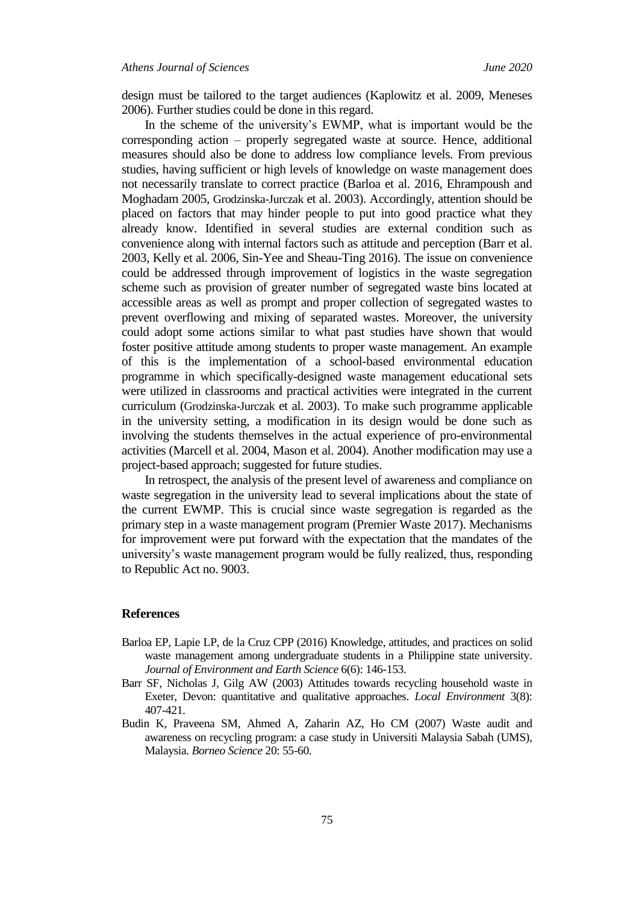design must be tailored to the target audiences (Kaplowitz et al. 2009, Meneses 2006). Further studies could be done in this regard.

In the scheme of the university's EWMP, what is important would be the corresponding action – properly segregated waste at source. Hence, additional measures should also be done to address low compliance levels. From previous studies, having sufficient or high levels of knowledge on waste management does not necessarily translate to correct practice (Barloa et al. 2016, Ehrampoush and Moghadam 2005, Grodzinska-Jurczak et al. 2003). Accordingly, attention should be placed on factors that may hinder people to put into good practice what they already know. Identified in several studies are external condition such as convenience along with internal factors such as attitude and perception (Barr et al. 2003, Kelly et al. 2006, Sin-Yee and Sheau-Ting 2016). The issue on convenience could be addressed through improvement of logistics in the waste segregation scheme such as provision of greater number of segregated waste bins located at accessible areas as well as prompt and proper collection of segregated wastes to prevent overflowing and mixing of separated wastes. Moreover, the university could adopt some actions similar to what past studies have shown that would foster positive attitude among students to proper waste management. An example of this is the implementation of a school-based environmental education programme in which specifically-designed waste management educational sets were utilized in classrooms and practical activities were integrated in the current curriculum (Grodzinska-Jurczak et al. 2003). To make such programme applicable in the university setting, a modification in its design would be done such as involving the students themselves in the actual experience of pro-environmental activities (Marcell et al. 2004, Mason et al. 2004). Another modification may use a project-based approach; suggested for future studies.

In retrospect, the analysis of the present level of awareness and compliance on waste segregation in the university lead to several implications about the state of the current EWMP. This is crucial since waste segregation is regarded as the primary step in a waste management program (Premier Waste 2017). Mechanisms for improvement were put forward with the expectation that the mandates of the university's waste management program would be fully realized, thus, responding to Republic Act no. 9003.

## References

Barloa EP, Lapie LP, de la Cruz CPP (2016) Knowledge, attitudes, and practices on solid waste management among undergraduate students in a Philippine state university. *Journal of Environment and Earth Science* 6(6): 146-153.

Barr SF, Nicholas J, Gilg AW (2003) Attitudes towards recycling household waste in Exeter, Devon: quantitative and qualitative approaches. *Local Environment* 3(8): 407-421.

Budin K, Praveena SM, Ahmed A, Zaharin AZ, Ho CM (2007) Waste audit and awareness on recycling program: a case study in Universiti Malaysia Sabah (UMS), Malaysia. *Borneo Science* 20: 55-60.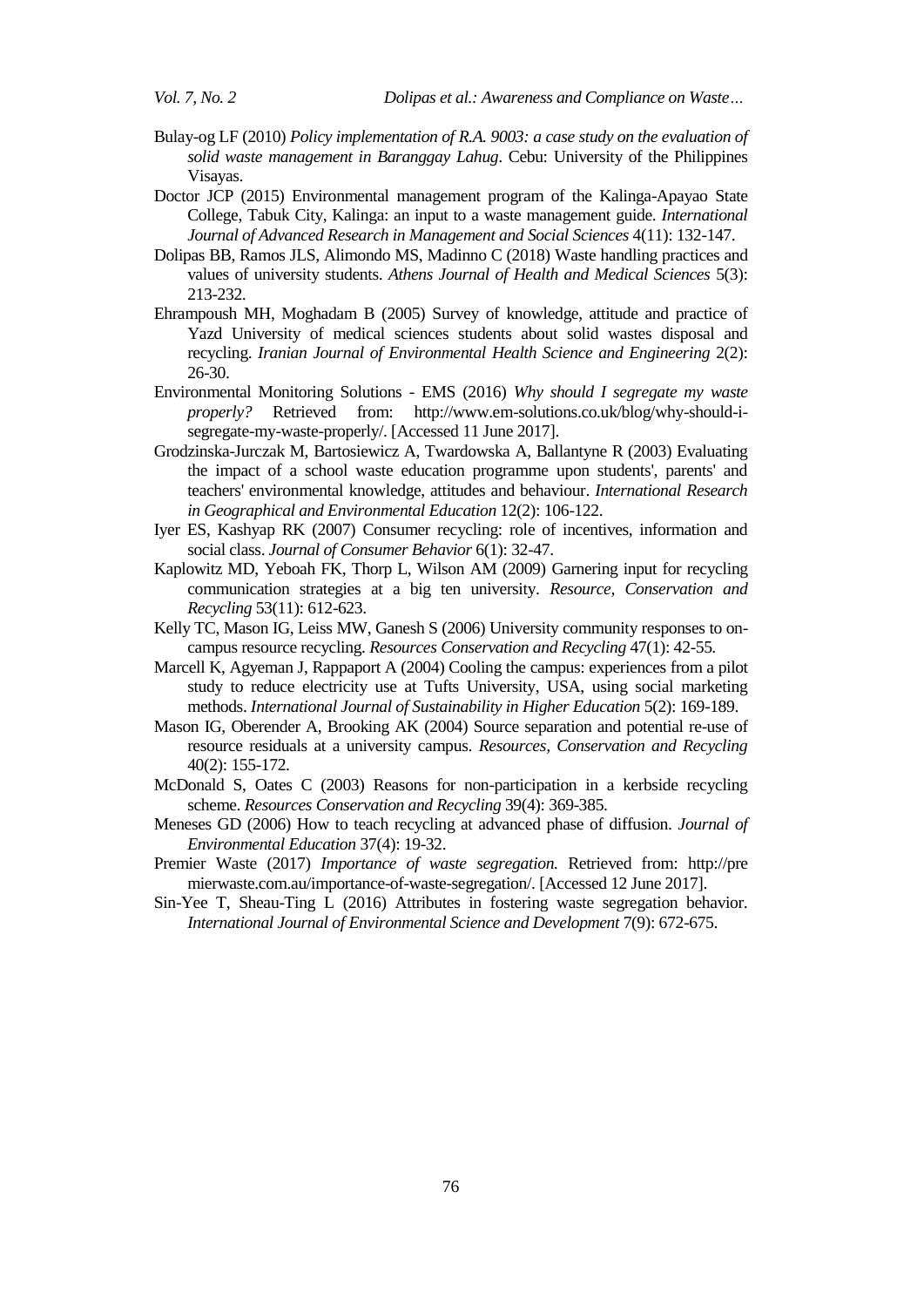Bulay-og LF (2010) *Policy implementation of R.A. 9003: a case study on the evaluation of solid waste management in Baranggay Lahug*. Cebu: University of the Philippines Visayas.

Doctor JCP (2015) Environmental management program of the Kalinga-Apayao State College, Tabuk City, Kalinga: an input to a waste management guide. *International Journal of Advanced Research in Management and Social Sciences* 4(11): 132-147.

Dolipas BB, Ramos JLS, Alimondo MS, Madinno C (2018) Waste handling practices and values of university students. *Athens Journal of Health and Medical Sciences* 5(3): 213-232.

Ehrampoush MH, Moghadam B (2005) Survey of knowledge, attitude and practice of Yazd University of medical sciences students about solid wastes disposal and recycling. *Iranian Journal of Environmental Health Science and Engineering* 2(2): 26-30.

Environmental Monitoring Solutions - EMS (2016) *Why should I segregate my waste properly?* Retrieved from: http://www.em-solutions.co.uk/blog/why-should-i-segregate-my-waste-properly/. [Accessed 11 June 2017].

Grodzinska-Jurczak M, Bartosiewicz A, Twardowska A, Ballantyne R (2003) Evaluating the impact of a school waste education programme upon students', parents' and teachers' environmental knowledge, attitudes and behaviour. *International Research in Geographical and Environmental Education* 12(2): 106-122.

Iyer ES, Kashyap RK (2007) Consumer recycling: role of incentives, information and social class. *Journal of Consumer Behavior* 6(1): 32-47.

Kaplowitz MD, Yeboah FK, Thorp L, Wilson AM (2009) Garnering input for recycling communication strategies at a big ten university. *Resource, Conservation and Recycling* 53(11): 612-623.

Kelly TC, Mason IG, Leiss MW, Ganesh S (2006) University community responses to on-campus resource recycling. *Resources Conservation and Recycling* 47(1): 42-55.

Marcell K, Agyeman J, Rappaport A (2004) Cooling the campus: experiences from a pilot study to reduce electricity use at Tufts University, USA, using social marketing methods. *International Journal of Sustainability in Higher Education* 5(2): 169-189.

Mason IG, Oberender A, Brooking AK (2004) Source separation and potential re-use of resource residuals at a university campus. *Resources, Conservation and Recycling* 40(2): 155-172.

McDonald S, Oates C (2003) Reasons for non-participation in a kerbside recycling scheme. *Resources Conservation and Recycling* 39(4): 369-385.

Meneses GD (2006) How to teach recycling at advanced phase of diffusion. *Journal of Environmental Education* 37(4): 19-32.

Premier Waste (2017) *Importance of waste segregation.* Retrieved from: http://premierwaste.com.au/importance-of-waste-segregation/. [Accessed 12 June 2017].

Sin-Yee T, Sheau-Ting L (2016) Attributes in fostering waste segregation behavior. *International Journal of Environmental Science and Development* 7(9): 672-675.